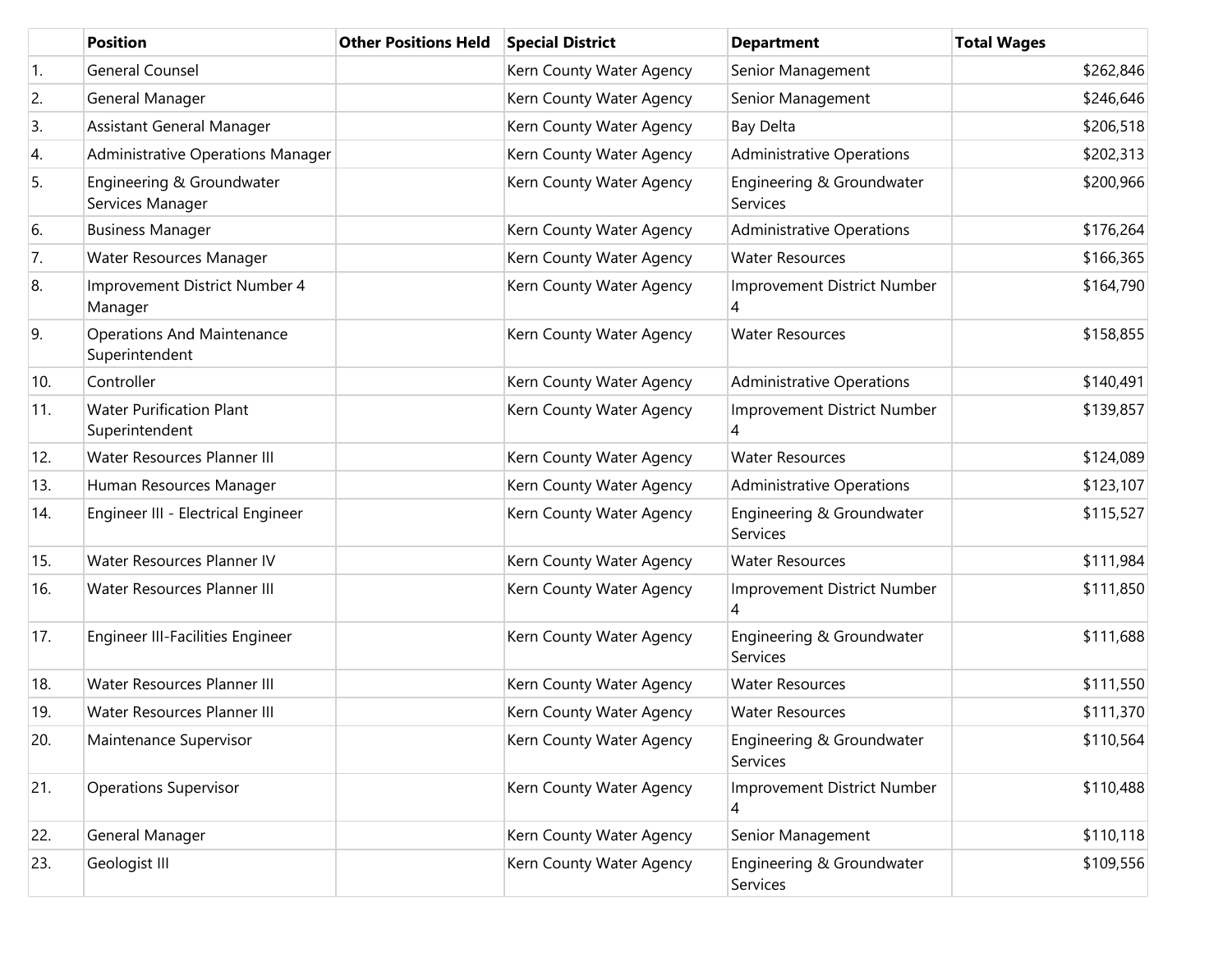| | Position | Other Positions Held | Special District | Department | Total Wages |
|---|---|---|---|---|---|
| 1. | General Counsel | | Kern County Water Agency | Senior Management | $262,846 |
| 2. | General Manager | | Kern County Water Agency | Senior Management | $246,646 |
| 3. | Assistant General Manager | | Kern County Water Agency | Bay Delta | $206,518 |
| 4. | Administrative Operations Manager | | Kern County Water Agency | Administrative Operations | $202,313 |
| 5. | Engineering & Groundwater Services Manager | | Kern County Water Agency | Engineering & Groundwater Services | $200,966 |
| 6. | Business Manager | | Kern County Water Agency | Administrative Operations | $176,264 |
| 7. | Water Resources Manager | | Kern County Water Agency | Water Resources | $166,365 |
| 8. | Improvement District Number 4 Manager | | Kern County Water Agency | Improvement District Number 4 | $164,790 |
| 9. | Operations And Maintenance Superintendent | | Kern County Water Agency | Water Resources | $158,855 |
| 10. | Controller | | Kern County Water Agency | Administrative Operations | $140,491 |
| 11. | Water Purification Plant Superintendent | | Kern County Water Agency | Improvement District Number 4 | $139,857 |
| 12. | Water Resources Planner III | | Kern County Water Agency | Water Resources | $124,089 |
| 13. | Human Resources Manager | | Kern County Water Agency | Administrative Operations | $123,107 |
| 14. | Engineer III - Electrical Engineer | | Kern County Water Agency | Engineering & Groundwater Services | $115,527 |
| 15. | Water Resources Planner IV | | Kern County Water Agency | Water Resources | $111,984 |
| 16. | Water Resources Planner III | | Kern County Water Agency | Improvement District Number 4 | $111,850 |
| 17. | Engineer III-Facilities Engineer | | Kern County Water Agency | Engineering & Groundwater Services | $111,688 |
| 18. | Water Resources Planner III | | Kern County Water Agency | Water Resources | $111,550 |
| 19. | Water Resources Planner III | | Kern County Water Agency | Water Resources | $111,370 |
| 20. | Maintenance Supervisor | | Kern County Water Agency | Engineering & Groundwater Services | $110,564 |
| 21. | Operations Supervisor | | Kern County Water Agency | Improvement District Number 4 | $110,488 |
| 22. | General Manager | | Kern County Water Agency | Senior Management | $110,118 |
| 23. | Geologist III | | Kern County Water Agency | Engineering & Groundwater Services | $109,556 |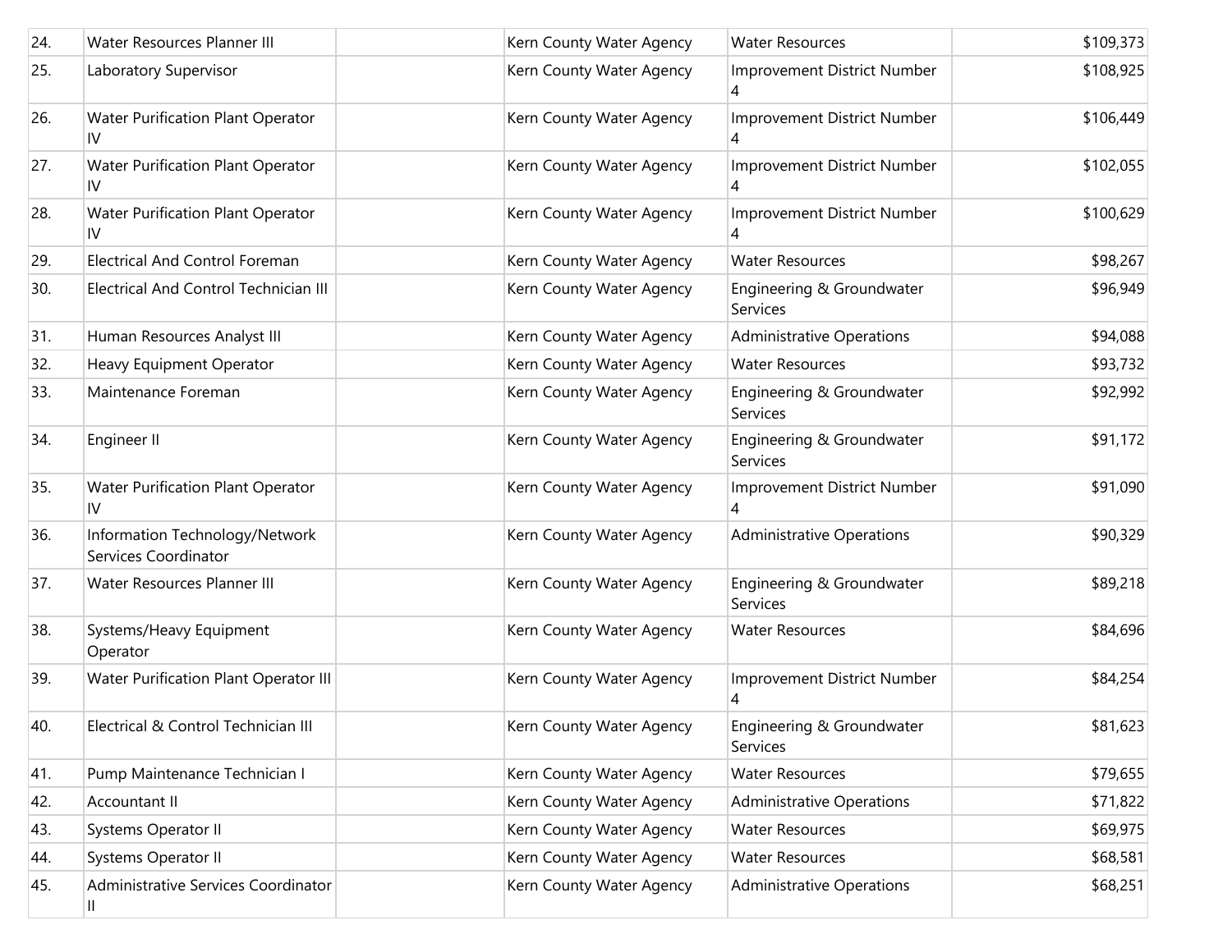| 24. | Water Resources Planner III | | Kern County Water Agency | Water Resources | $109,373 |
|---|---|---|---|---|---|
| 25. | Laboratory Supervisor | | Kern County Water Agency | Improvement District Number 4 | $108,925 |
| 26. | Water Purification Plant Operator IV | | Kern County Water Agency | Improvement District Number 4 | $106,449 |
| 27. | Water Purification Plant Operator IV | | Kern County Water Agency | Improvement District Number 4 | $102,055 |
| 28. | Water Purification Plant Operator IV | | Kern County Water Agency | Improvement District Number 4 | $100,629 |
| 29. | Electrical And Control Foreman | | Kern County Water Agency | Water Resources | $98,267 |
| 30. | Electrical And Control Technician III | | Kern County Water Agency | Engineering & Groundwater Services | $96,949 |
| 31. | Human Resources Analyst III | | Kern County Water Agency | Administrative Operations | $94,088 |
| 32. | Heavy Equipment Operator | | Kern County Water Agency | Water Resources | $93,732 |
| 33. | Maintenance Foreman | | Kern County Water Agency | Engineering & Groundwater Services | $92,992 |
| 34. | Engineer II | | Kern County Water Agency | Engineering & Groundwater Services | $91,172 |
| 35. | Water Purification Plant Operator IV | | Kern County Water Agency | Improvement District Number 4 | $91,090 |
| 36. | Information Technology/Network Services Coordinator | | Kern County Water Agency | Administrative Operations | $90,329 |
| 37. | Water Resources Planner III | | Kern County Water Agency | Engineering & Groundwater Services | $89,218 |
| 38. | Systems/Heavy Equipment Operator | | Kern County Water Agency | Water Resources | $84,696 |
| 39. | Water Purification Plant Operator III | | Kern County Water Agency | Improvement District Number 4 | $84,254 |
| 40. | Electrical & Control Technician III | | Kern County Water Agency | Engineering & Groundwater Services | $81,623 |
| 41. | Pump Maintenance Technician I | | Kern County Water Agency | Water Resources | $79,655 |
| 42. | Accountant II | | Kern County Water Agency | Administrative Operations | $71,822 |
| 43. | Systems Operator II | | Kern County Water Agency | Water Resources | $69,975 |
| 44. | Systems Operator II | | Kern County Water Agency | Water Resources | $68,581 |
| 45. | Administrative Services Coordinator II | | Kern County Water Agency | Administrative Operations | $68,251 |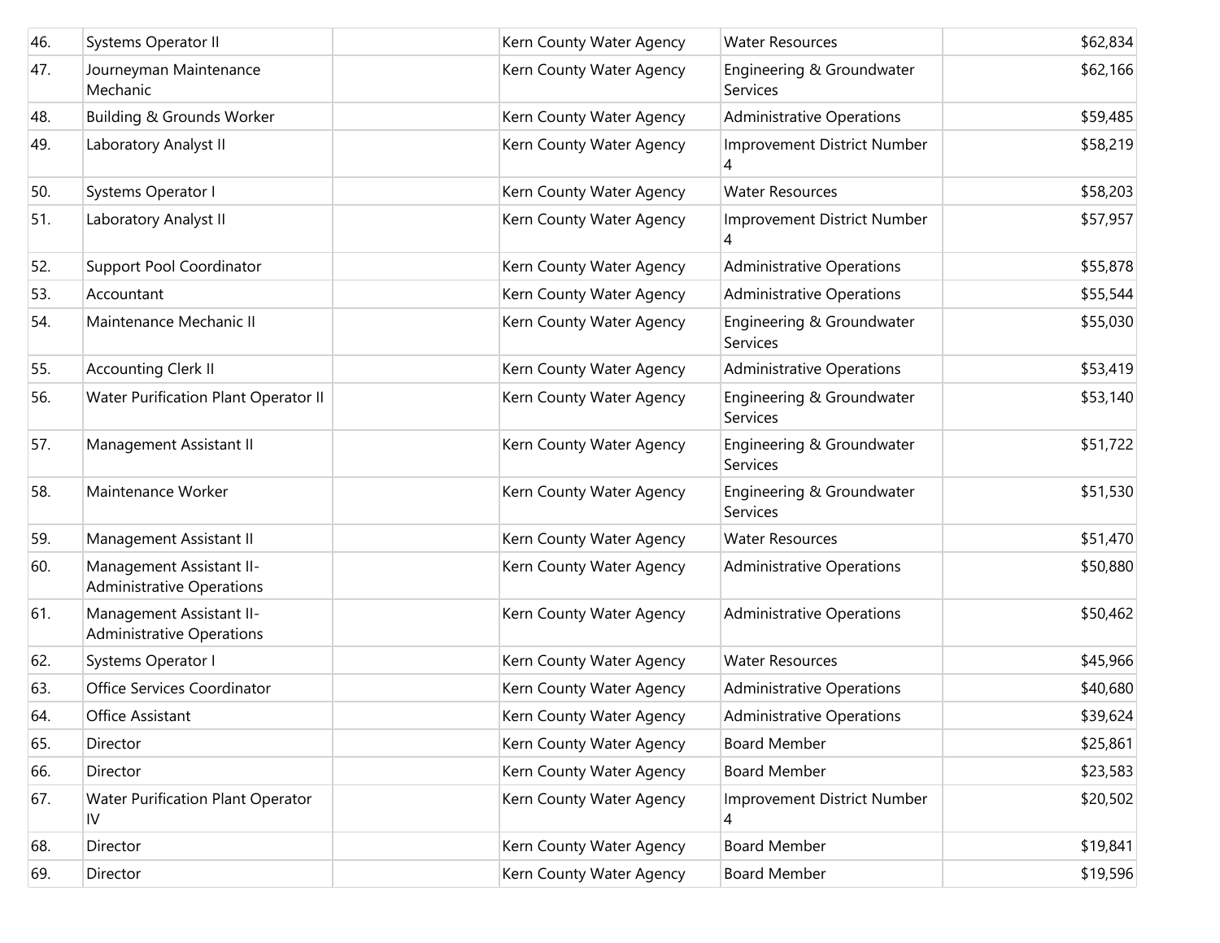| 46. | Systems Operator II | | Kern County Water Agency | Water Resources | $62,834 |
|---|---|---|---|---|---|
| 47. | Journeyman Maintenance Mechanic | | Kern County Water Agency | Engineering & Groundwater Services | $62,166 |
| 48. | Building & Grounds Worker | | Kern County Water Agency | Administrative Operations | $59,485 |
| 49. | Laboratory Analyst II | | Kern County Water Agency | Improvement District Number 4 | $58,219 |
| 50. | Systems Operator I | | Kern County Water Agency | Water Resources | $58,203 |
| 51. | Laboratory Analyst II | | Kern County Water Agency | Improvement District Number 4 | $57,957 |
| 52. | Support Pool Coordinator | | Kern County Water Agency | Administrative Operations | $55,878 |
| 53. | Accountant | | Kern County Water Agency | Administrative Operations | $55,544 |
| 54. | Maintenance Mechanic II | | Kern County Water Agency | Engineering & Groundwater Services | $55,030 |
| 55. | Accounting Clerk II | | Kern County Water Agency | Administrative Operations | $53,419 |
| 56. | Water Purification Plant Operator II | | Kern County Water Agency | Engineering & Groundwater Services | $53,140 |
| 57. | Management Assistant II | | Kern County Water Agency | Engineering & Groundwater Services | $51,722 |
| 58. | Maintenance Worker | | Kern County Water Agency | Engineering & Groundwater Services | $51,530 |
| 59. | Management Assistant II | | Kern County Water Agency | Water Resources | $51,470 |
| 60. | Management Assistant II-Administrative Operations | | Kern County Water Agency | Administrative Operations | $50,880 |
| 61. | Management Assistant II-Administrative Operations | | Kern County Water Agency | Administrative Operations | $50,462 |
| 62. | Systems Operator I | | Kern County Water Agency | Water Resources | $45,966 |
| 63. | Office Services Coordinator | | Kern County Water Agency | Administrative Operations | $40,680 |
| 64. | Office Assistant | | Kern County Water Agency | Administrative Operations | $39,624 |
| 65. | Director | | Kern County Water Agency | Board Member | $25,861 |
| 66. | Director | | Kern County Water Agency | Board Member | $23,583 |
| 67. | Water Purification Plant Operator IV | | Kern County Water Agency | Improvement District Number 4 | $20,502 |
| 68. | Director | | Kern County Water Agency | Board Member | $19,841 |
| 69. | Director | | Kern County Water Agency | Board Member | $19,596 |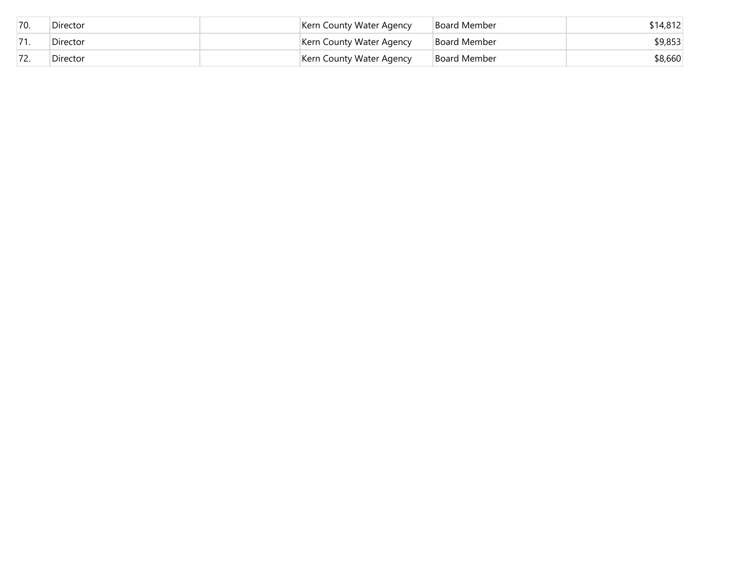| | | | | | |
|---|---|---|---|---|---|
| 70. | Director | | Kern County Water Agency | Board Member | $14,812 |
| 71. | Director | | Kern County Water Agency | Board Member | $9,853 |
| 72. | Director | | Kern County Water Agency | Board Member | $8,660 |